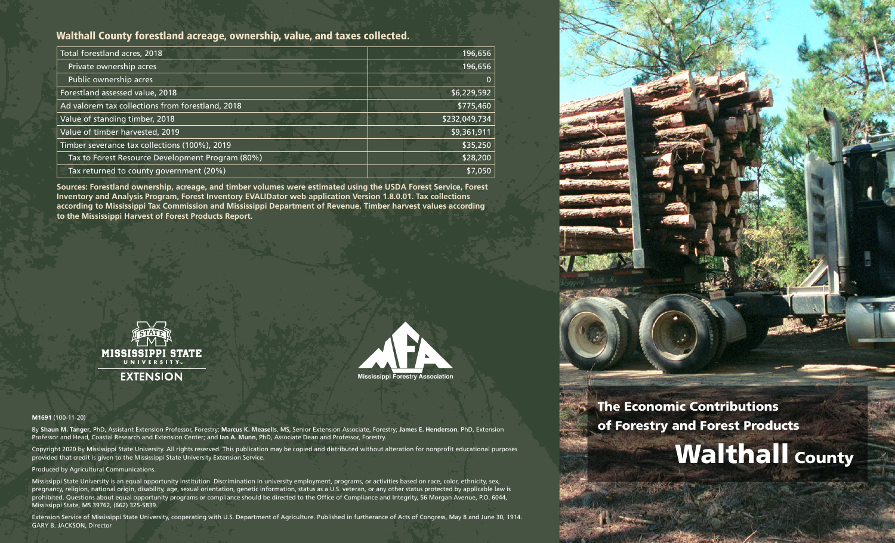## Walthall County forestland acreage, ownership, value, and taxes collected.

| | |
|---|---|
| Total forestland acres, 2018 | 196,656 |
| Private ownership acres | 196,656 |
| Public ownership acres | 0 |
| Forestland assessed value, 2018 | $6,229,592 |
| Ad valorem tax collections from forestland, 2018 | $775,460 |
| Value of standing timber, 2018 | $232,049,734 |
| Value of timber harvested, 2019 | $9,361,911 |
| Timber severance tax collections (100%), 2019 | $35,250 |
| Tax to Forest Resource Development Program (80%) | $28,200 |
| Tax returned to county government (20%) | $7,050 |

**Sources: Forestland ownership, acreage, and timber volumes were estimated using the USDA Forest Service, Forest Inventory and Analysis Program, Forest Inventory EVALIDator web application Version 1.8.0.01. Tax collections according to Mississippi Tax Commission and Mississippi Department of Revenue. Timber harvest values according to the Mississippi Harvest of Forest Products Report.**

MISSISSIPPI STATE UNIVERSITY EXTENSION

Mississippi Forestry Association

**M1691** (100-11-20)

By **Shaun M. Tanger**, PhD, Assistant Extension Professor, Forestry; **Marcus K. Measells**, MS, Senior Extension Associate, Forestry; **James E. Henderson**, PhD, Extension Professor and Head, Coastal Research and Extension Center; and **Ian A. Munn**, PhD, Associate Dean and Professor, Forestry.

Copyright 2020 by Mississippi State University. All rights reserved. This publication may be copied and distributed without alteration for nonprofit educational purposes provided that credit is given to the Mississippi State University Extension Service.

Produced by Agricultural Communications.

Mississippi State University is an equal opportunity institution. Discrimination in university employment, programs, or activities based on race, color, ethnicity, sex, pregnancy, religion, national origin, disability, age, sexual orientation, genetic information, status as a U.S. veteran, or any other status protected by applicable law is prohibited. Questions about equal opportunity programs or compliance should be directed to the Office of Compliance and Integrity, 56 Morgan Avenue, P.O. 6044, Mississippi State, MS 39762, (662) 325-5839.

Extension Service of Mississippi State University, cooperating with U.S. Department of Agriculture. Published in furtherance of Acts of Congress, May 8 and June 30, 1914. GARY B. JACKSON, Director

# The Economic Contributions of Forestry and Forest Products

# Walthall County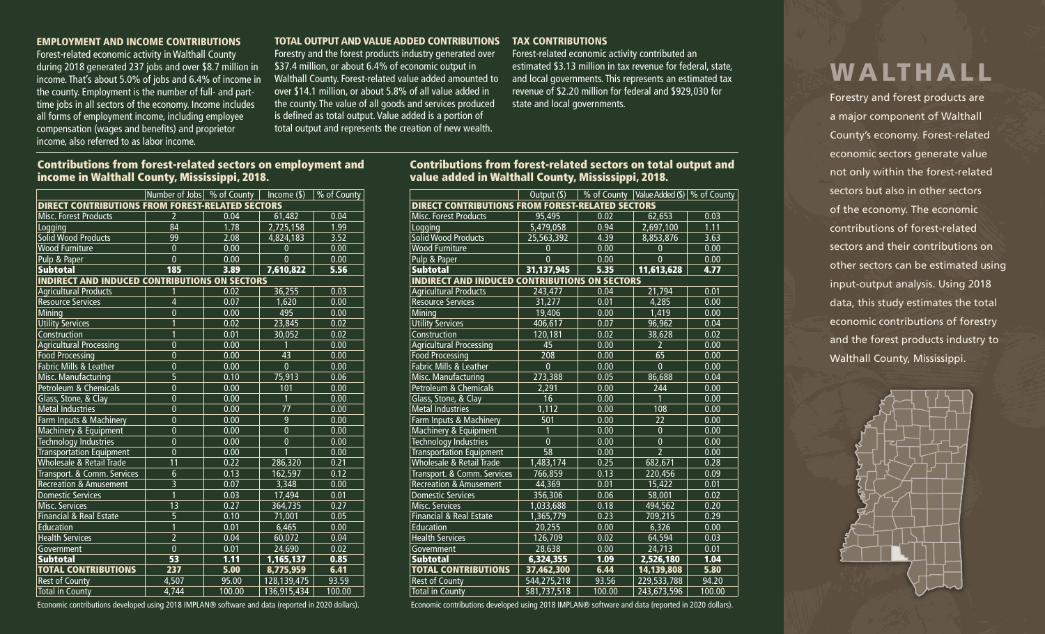# WALTHALL

Forestry and forest products are a major component of Walthall County's economy. Forest-related economic sectors generate value not only within the forest-related sectors but also in other sectors of the economy. The economic contributions of forest-related sectors and their contributions on other sectors can be estimated using input-output analysis. Using 2018 data, this study estimates the total economic contributions of forestry and the forest products industry to Walthall County, Mississippi.

### EMPLOYMENT AND INCOME CONTRIBUTIONS

Forest-related economic activity in Walthall County during 2018 generated 237 jobs and over $8.7 million in income. That's about 5.0% of jobs and 6.4% of income in the county. Employment is the number of full- and part-time jobs in all sectors of the economy. Income includes all forms of employment income, including employee compensation (wages and benefits) and proprietor income, also referred to as labor income.

### TOTAL OUTPUT AND VALUE ADDED CONTRIBUTIONS

Forestry and the forest products industry generated over $37.4 million, or about 6.4% of economic output in Walthall County. Forest-related value added amounted to over $14.1 million, or about 5.8% of all value added in the county. The value of all goods and services produced is defined as total output. Value added is a portion of total output and represents the creation of new wealth.

### TAX CONTRIBUTIONS

Forest-related economic activity contributed an estimated $3.13 million in tax revenue for federal, state, and local governments. This represents an estimated tax revenue of $2.20 million for federal and $929,030 for state and local governments.

## Contributions from forest-related sectors on employment and income in Walthall County, Mississippi, 2018.

| | Number of Jobs | % of County | Income ($) | % of County |
|---|---|---|---|---|
| **DIRECT CONTRIBUTIONS FROM FOREST-RELATED SECTORS** | | | | |
| Misc. Forest Products | 2 | 0.04 | 61,482 | 0.04 |
| Logging | 84 | 1.78 | 2,725,158 | 1.99 |
| Solid Wood Products | 99 | 2.08 | 4,824,183 | 3.52 |
| Wood Furniture | 0 | 0.00 | 0 | 0.00 |
| Pulp & Paper | 0 | 0.00 | 0 | 0.00 |
| **Subtotal** | **185** | **3.89** | **7,610,822** | **5.56** |
| **INDIRECT AND INDUCED CONTRIBUTIONS ON SECTORS** | | | | |
| Agricultural Products | 1 | 0.02 | 36,255 | 0.03 |
| Resource Services | 4 | 0.07 | 1,620 | 0.00 |
| Mining | 0 | 0.00 | 495 | 0.00 |
| Utility Services | 1 | 0.02 | 23,845 | 0.02 |
| Construction | 1 | 0.01 | 30,052 | 0.02 |
| Agricultural Processing | 0 | 0.00 | 1 | 0.00 |
| Food Processing | 0 | 0.00 | 43 | 0.00 |
| Fabric Mills & Leather | 0 | 0.00 | 0 | 0.00 |
| Misc. Manufacturing | 5 | 0.10 | 75,913 | 0.06 |
| Petroleum & Chemicals | 0 | 0.00 | 101 | 0.00 |
| Glass, Stone, & Clay | 0 | 0.00 | 1 | 0.00 |
| Metal Industries | 0 | 0.00 | 77 | 0.00 |
| Farm Inputs & Machinery | 0 | 0.00 | 9 | 0.00 |
| Machinery & Equipment | 0 | 0.00 | 0 | 0.00 |
| Technology Industries | 0 | 0.00 | 0 | 0.00 |
| Transportation Equipment | 0 | 0.00 | 1 | 0.00 |
| Wholesale & Retail Trade | 11 | 0.22 | 286,320 | 0.21 |
| Transport. & Comm. Services | 6 | 0.13 | 162,597 | 0.12 |
| Recreation & Amusement | 3 | 0.07 | 3,348 | 0.00 |
| Domestic Services | 1 | 0.03 | 17,494 | 0.01 |
| Misc. Services | 13 | 0.27 | 364,735 | 0.27 |
| Financial & Real Estate | 5 | 0.10 | 71,001 | 0.05 |
| Education | 1 | 0.01 | 6,465 | 0.00 |
| Health Services | 2 | 0.04 | 60,072 | 0.04 |
| Government | 0 | 0.01 | 24,690 | 0.02 |
| **Subtotal** | **53** | **1.11** | **1,165,137** | **0.85** |
| **TOTAL CONTRIBUTIONS** | **237** | **5.00** | **8,775,959** | **6.41** |
| Rest of County | 4,507 | 95.00 | 128,139,475 | 93.59 |
| Total in County | 4,744 | 100.00 | 136,915,434 | 100.00 |

Economic contributions developed using 2018 IMPLAN® software and data (reported in 2020 dollars).

## Contributions from forest-related sectors on total output and value added in Walthall County, Mississippi, 2018.

| | Output ($) | % of County | Value Added ($) | % of County |
|---|---|---|---|---|
| **DIRECT CONTRIBUTIONS FROM FOREST-RELATED SECTORS** | | | | |
| Misc. Forest Products | 95,495 | 0.02 | 62,653 | 0.03 |
| Logging | 5,479,058 | 0.94 | 2,697,100 | 1.11 |
| Solid Wood Products | 25,563,392 | 4.39 | 8,853,876 | 3.63 |
| Wood Furniture | 0 | 0.00 | 0 | 0.00 |
| Pulp & Paper | 0 | 0.00 | 0 | 0.00 |
| **Subtotal** | **31,137,945** | **5.35** | **11,613,628** | **4.77** |
| **INDIRECT AND INDUCED CONTRIBUTIONS ON SECTORS** | | | | |
| Agricultural Products | 243,477 | 0.04 | 21,794 | 0.01 |
| Resource Services | 31,277 | 0.01 | 4,285 | 0.00 |
| Mining | 19,406 | 0.00 | 1,419 | 0.00 |
| Utility Services | 406,617 | 0.07 | 96,962 | 0.04 |
| Construction | 120,181 | 0.02 | 38,628 | 0.02 |
| Agricultural Processing | 45 | 0.00 | 2 | 0.00 |
| Food Processing | 208 | 0.00 | 65 | 0.00 |
| Fabric Mills & Leather | 0 | 0.00 | 0 | 0.00 |
| Misc. Manufacturing | 273,388 | 0.05 | 86,688 | 0.04 |
| Petroleum & Chemicals | 2,291 | 0.00 | 244 | 0.00 |
| Glass, Stone, & Clay | 16 | 0.00 | 1 | 0.00 |
| Metal Industries | 1,112 | 0.00 | 108 | 0.00 |
| Farm Inputs & Machinery | 501 | 0.00 | 22 | 0.00 |
| Machinery & Equipment | 1 | 0.00 | 0 | 0.00 |
| Technology Industries | 0 | 0.00 | 0 | 0.00 |
| Transportation Equipment | 58 | 0.00 | 2 | 0.00 |
| Wholesale & Retail Trade | 1,483,174 | 0.25 | 682,671 | 0.28 |
| Transport. & Comm. Services | 766,859 | 0.13 | 220,456 | 0.09 |
| Recreation & Amusement | 44,369 | 0.01 | 15,422 | 0.01 |
| Domestic Services | 356,306 | 0.06 | 58,001 | 0.02 |
| Misc. Services | 1,033,688 | 0.18 | 494,562 | 0.20 |
| Financial & Real Estate | 1,365,779 | 0.23 | 709,215 | 0.29 |
| Education | 20,255 | 0.00 | 6,326 | 0.00 |
| Health Services | 126,709 | 0.02 | 64,594 | 0.03 |
| Government | 28,638 | 0.00 | 24,713 | 0.01 |
| **Subtotal** | **6,324,355** | **1.09** | **2,526,180** | **1.04** |
| **TOTAL CONTRIBUTIONS** | **37,462,300** | **6.44** | **14,139,808** | **5.80** |
| Rest of County | 544,275,218 | 93.56 | 229,533,788 | 94.20 |
| Total in County | 581,737,518 | 100.00 | 243,673,596 | 100.00 |

Economic contributions developed using 2018 IMPLAN® software and data (reported in 2020 dollars).